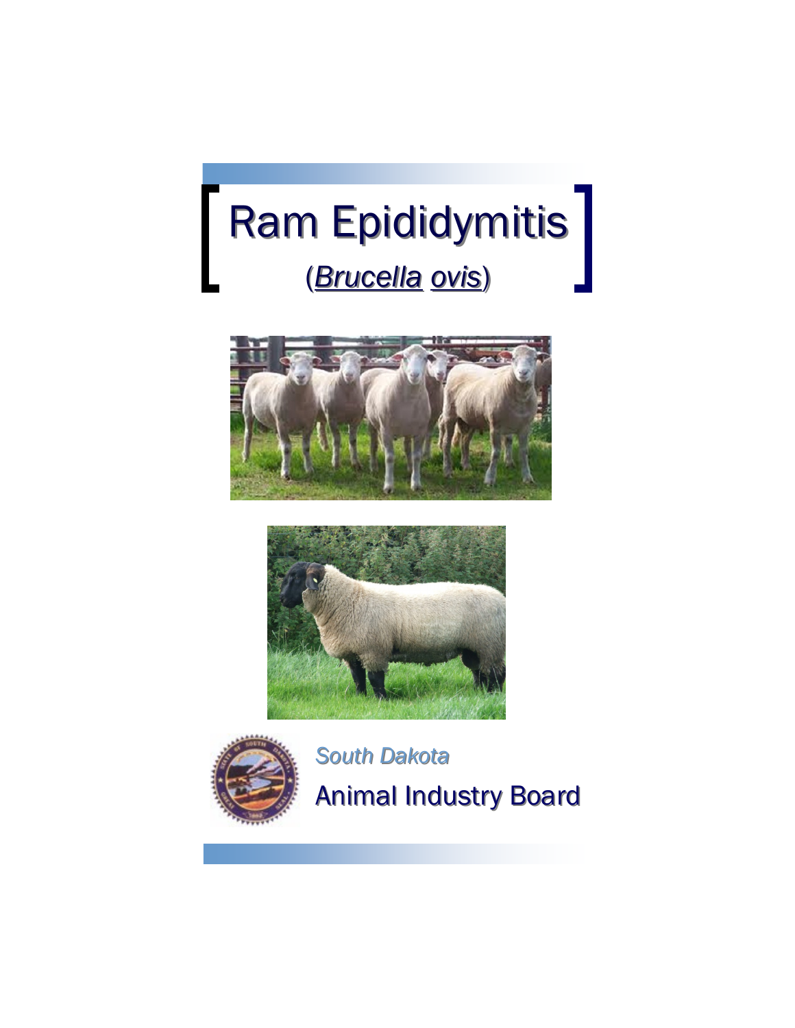# Ram Epididymitis

(*Brucella ovis*)

*South Dakota*

Animal Industry Board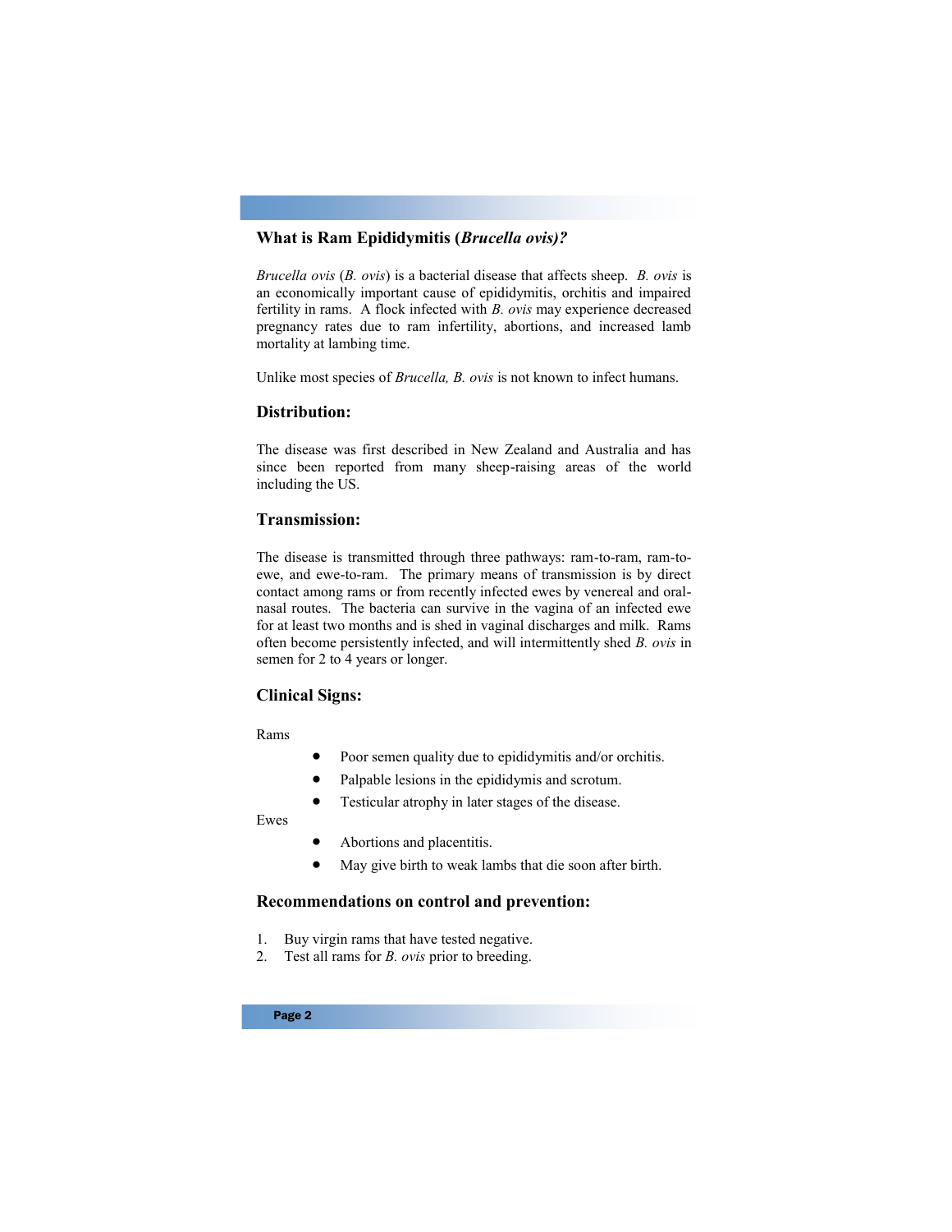## What is Ram Epididymitis (*Brucella ovis*)?

*Brucella ovis* (*B. ovis*) is a bacterial disease that affects sheep. *B. ovis* is an economically important cause of epididymitis, orchitis and impaired fertility in rams. A flock infected with *B. ovis* may experience decreased pregnancy rates due to ram infertility, abortions, and increased lamb mortality at lambing time.

Unlike most species of *Brucella, B. ovis* is not known to infect humans.

### Distribution:

The disease was first described in New Zealand and Australia and has since been reported from many sheep-raising areas of the world including the US.

### Transmission:

The disease is transmitted through three pathways: ram-to-ram, ram-to-ewe, and ewe-to-ram. The primary means of transmission is by direct contact among rams or from recently infected ewes by venereal and oral-nasal routes. The bacteria can survive in the vagina of an infected ewe for at least two months and is shed in vaginal discharges and milk. Rams often become persistently infected, and will intermittently shed *B. ovis* in semen for 2 to 4 years or longer.

### Clinical Signs:

Rams

- Poor semen quality due to epididymitis and/or orchitis.
- Palpable lesions in the epididymis and scrotum.
- Testicular atrophy in later stages of the disease.

Ewes

- Abortions and placentitis.
- May give birth to weak lambs that die soon after birth.

### Recommendations on control and prevention:

1. Buy virgin rams that have tested negative.
2. Test all rams for *B. ovis* prior to breeding.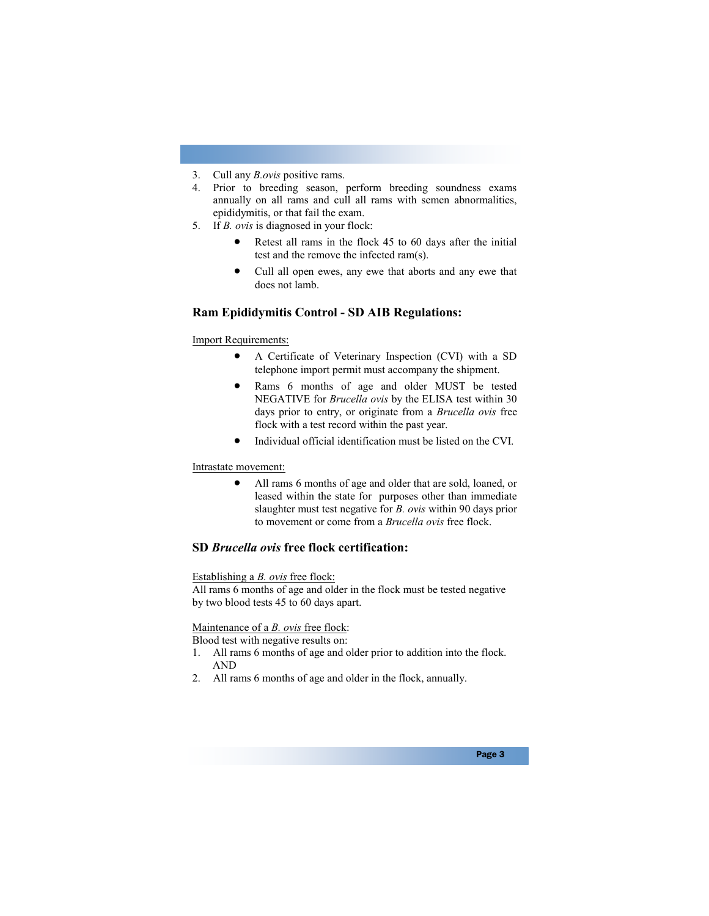3. Cull any *B.ovis* positive rams.
4. Prior to breeding season, perform breeding soundness exams annually on all rams and cull all rams with semen abnormalities, epididymitis, or that fail the exam.
5. If *B. ovis* is diagnosed in your flock:
    - Retest all rams in the flock 45 to 60 days after the initial test and the remove the infected ram(s).
    - Cull all open ewes, any ewe that aborts and any ewe that does not lamb.

## Ram Epididymitis Control - SD AIB Regulations:

Import Requirements:

- A Certificate of Veterinary Inspection (CVI) with a SD telephone import permit must accompany the shipment.
- Rams 6 months of age and older MUST be tested NEGATIVE for *Brucella ovis* by the ELISA test within 30 days prior to entry, or originate from a *Brucella ovis* free flock with a test record within the past year.
- Individual official identification must be listed on the CVI.

Intrastate movement:

- All rams 6 months of age and older that are sold, loaned, or leased within the state for purposes other than immediate slaughter must test negative for *B. ovis* within 90 days prior to movement or come from a *Brucella ovis* free flock.

## SD *Brucella ovis* free flock certification:

Establishing a *B. ovis* free flock:
All rams 6 months of age and older in the flock must be tested negative by two blood tests 45 to 60 days apart.

Maintenance of a *B. ovis* free flock:
Blood test with negative results on:

1. All rams 6 months of age and older prior to addition into the flock. AND
2. All rams 6 months of age and older in the flock, annually.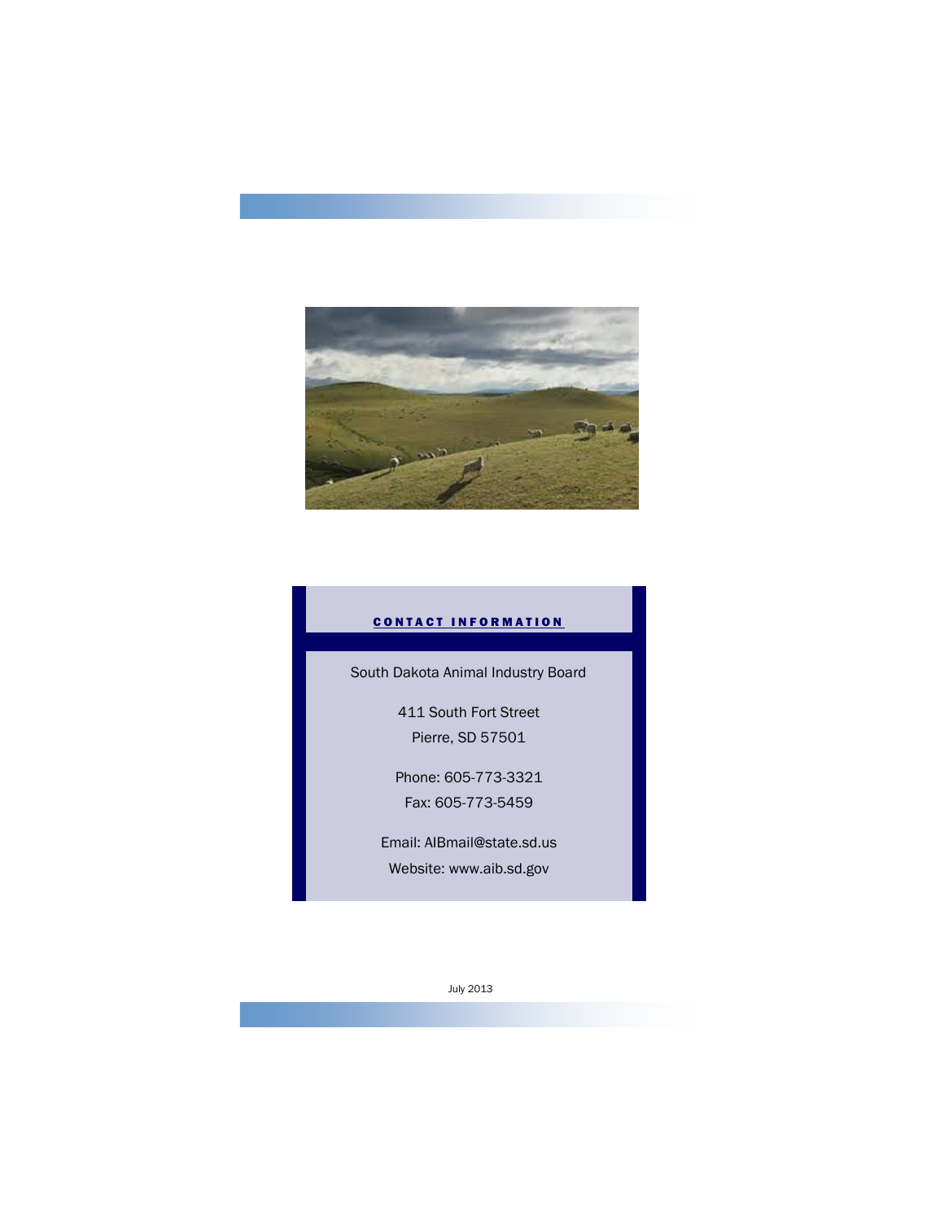## CONTACT INFORMATION

South Dakota Animal Industry Board

411 South Fort Street
Pierre, SD 57501

Phone: 605-773-3321
Fax: 605-773-5459

Email: AIBmail@state.sd.us
Website: www.aib.sd.gov

July 2013